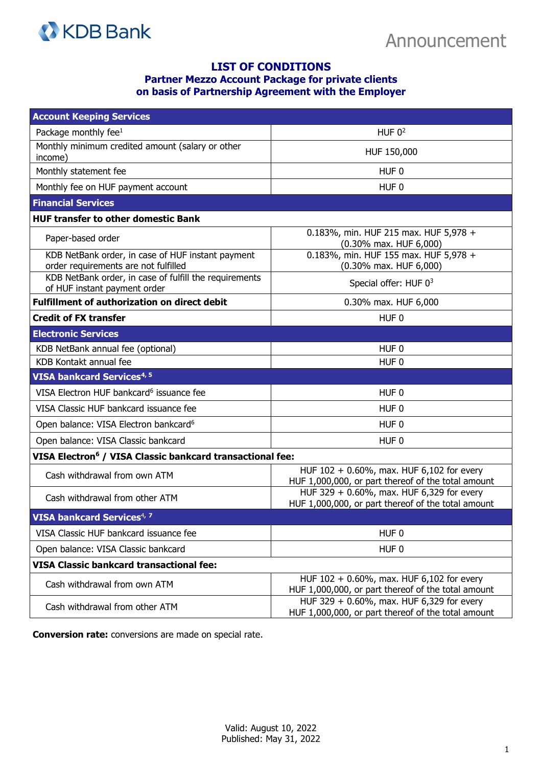KDB Bank

Announcement

# LIST OF CONDITIONS
## Partner Mezzo Account Package for private clients
## on basis of Partnership Agreement with the Employer

| **Account Keeping Services** | |
|---|---|
| Package monthly fee[1] | HUF 0[2] |
| Monthly minimum credited amount (salary or other income) | HUF 150,000 |
| Monthly statement fee | HUF 0 |
| Monthly fee on HUF payment account | HUF 0 |
| **Financial Services** | |
| **HUF transfer to other domestic Bank** | |
| Paper-based order | 0.183%, min. HUF 215 max. HUF 5,978 + (0.30% max. HUF 6,000) |
| KDB NetBank order, in case of HUF instant payment order requirements are not fulfilled | 0.183%, min. HUF 155 max. HUF 5,978 + (0.30% max. HUF 6,000) |
| KDB NetBank order, in case of fulfill the requirements of HUF instant payment order | Special offer: HUF 0[3] |
| **Fulfillment of authorization on direct debit** | 0.30% max. HUF 6,000 |
| **Credit of FX transfer** | HUF 0 |
| **Electronic Services** | |
| KDB NetBank annual fee (optional) | HUF 0 |
| KDB Kontakt annual fee | HUF 0 |
| **VISA bankcard Services[4, 5]** | |
| VISA Electron HUF bankcard[6] issuance fee | HUF 0 |
| VISA Classic HUF bankcard issuance fee | HUF 0 |
| Open balance: VISA Electron bankcard[6] | HUF 0 |
| Open balance: VISA Classic bankcard | HUF 0 |
| **VISA Electron[6] / VISA Classic bankcard transactional fee:** | |
| Cash withdrawal from own ATM | HUF 102 + 0.60%, max. HUF 6,102 for every HUF 1,000,000, or part thereof of the total amount |
| Cash withdrawal from other ATM | HUF 329 + 0.60%, max. HUF 6,329 for every HUF 1,000,000, or part thereof of the total amount |
| **VISA bankcard Services[4, 7]** | |
| VISA Classic HUF bankcard issuance fee | HUF 0 |
| Open balance: VISA Classic bankcard | HUF 0 |
| **VISA Classic bankcard transactional fee:** | |
| Cash withdrawal from own ATM | HUF 102 + 0.60%, max. HUF 6,102 for every HUF 1,000,000, or part thereof of the total amount |
| Cash withdrawal from other ATM | HUF 329 + 0.60%, max. HUF 6,329 for every HUF 1,000,000, or part thereof of the total amount |

**Conversion rate:** conversions are made on special rate.

Valid: August 10, 2022
Published: May 31, 2022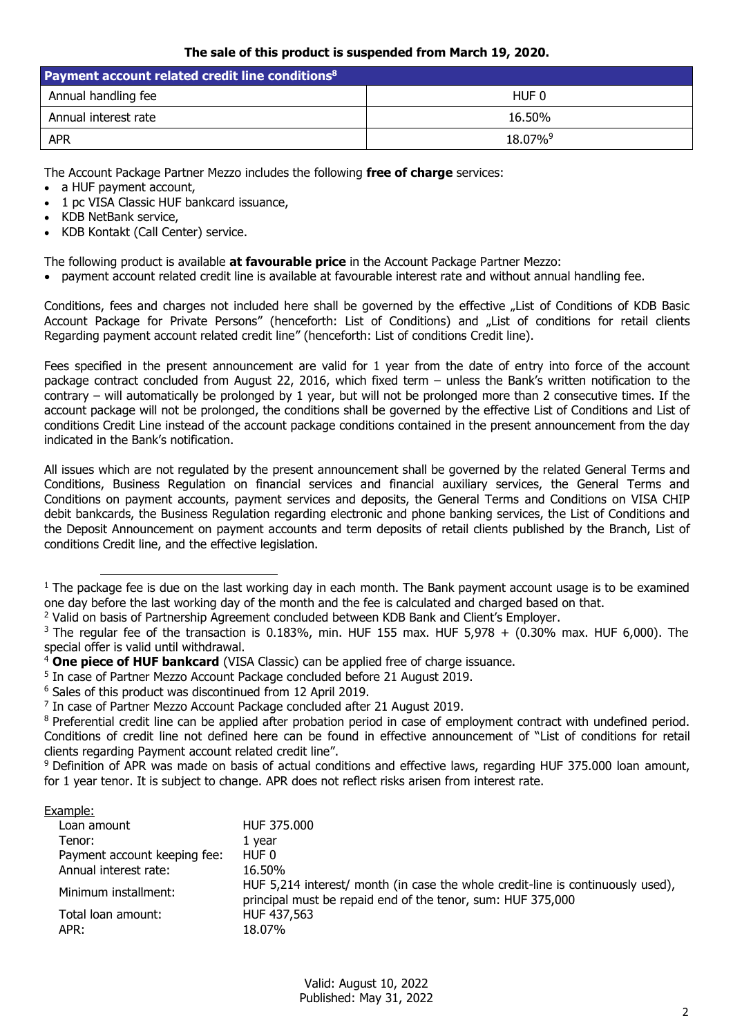**The sale of this product is suspended from March 19, 2020.**

| Payment account related credit line conditions[8] | |
|---|---|
| Annual handling fee | HUF 0 |
| Annual interest rate | 16.50% |
| APR | 18.07%[9] |

The Account Package Partner Mezzo includes the following **free of charge** services:

- a HUF payment account,
- 1 pc VISA Classic HUF bankcard issuance,
- KDB NetBank service,
- KDB Kontakt (Call Center) service.

The following product is available **at favourable price** in the Account Package Partner Mezzo:

- payment account related credit line is available at favourable interest rate and without annual handling fee.

Conditions, fees and charges not included here shall be governed by the effective „List of Conditions of KDB Basic Account Package for Private Persons" (henceforth: List of Conditions) and „List of conditions for retail clients Regarding payment account related credit line" (henceforth: List of conditions Credit line).

Fees specified in the present announcement are valid for 1 year from the date of entry into force of the account package contract concluded from August 22, 2016, which fixed term – unless the Bank's written notification to the contrary – will automatically be prolonged by 1 year, but will not be prolonged more than 2 consecutive times. If the account package will not be prolonged, the conditions shall be governed by the effective List of Conditions and List of conditions Credit Line instead of the account package conditions contained in the present announcement from the day indicated in the Bank's notification.

All issues which are not regulated by the present announcement shall be governed by the related General Terms and Conditions, Business Regulation on financial services and financial auxiliary services, the General Terms and Conditions on payment accounts, payment services and deposits, the General Terms and Conditions on VISA CHIP debit bankcards, the Business Regulation regarding electronic and phone banking services, the List of Conditions and the Deposit Announcement on payment accounts and term deposits of retail clients published by the Branch, List of conditions Credit line, and the effective legislation.

---

[1] The package fee is due on the last working day in each month. The Bank payment account usage is to be examined one day before the last working day of the month and the fee is calculated and charged based on that.

[2] Valid on basis of Partnership Agreement concluded between KDB Bank and Client's Employer.

[3] The regular fee of the transaction is 0.183%, min. HUF 155 max. HUF 5,978 + (0.30% max. HUF 6,000). The special offer is valid until withdrawal.

[4] **One piece of HUF bankcard** (VISA Classic) can be applied free of charge issuance.

[5] In case of Partner Mezzo Account Package concluded before 21 August 2019.

[6] Sales of this product was discontinued from 12 April 2019.

[7] In case of Partner Mezzo Account Package concluded after 21 August 2019.

[8] Preferential credit line can be applied after probation period in case of employment contract with undefined period. Conditions of credit line not defined here can be found in effective announcement of "List of conditions for retail clients regarding Payment account related credit line".

[9] Definition of APR was made on basis of actual conditions and effective laws, regarding HUF 375.000 loan amount, for 1 year tenor. It is subject to change. APR does not reflect risks arisen from interest rate.

Example:

| | |
|---|---|
| Loan amount | HUF 375.000 |
| Tenor: | 1 year |
| Payment account keeping fee: | HUF 0 |
| Annual interest rate: | 16.50% |
| Minimum installment: | HUF 5,214 interest/ month (in case the whole credit-line is continuously used), principal must be repaid end of the tenor, sum: HUF 375,000 |
| Total loan amount: | HUF 437,563 |
| APR: | 18.07% |

Valid: August 10, 2022
Published: May 31, 2022